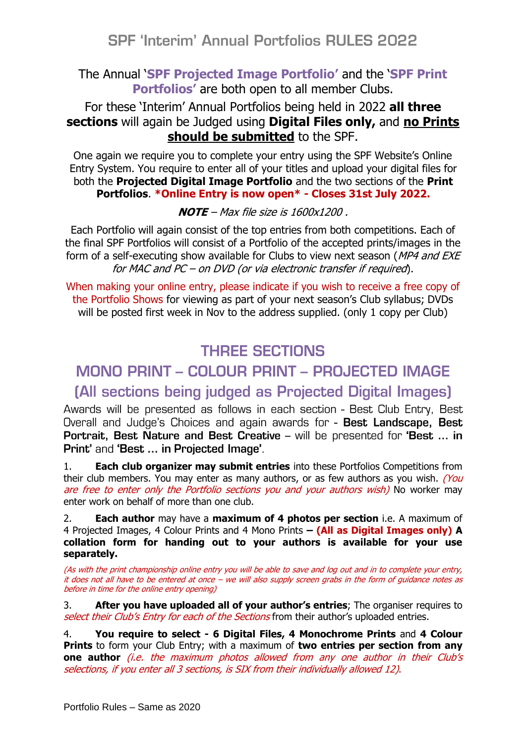# SPF 'Interim' Annual Portfolios RULES 2022

The Annual '**SPF Projected Image Portfolio**' and the '**SPF Print Portfolios**' are both open to all member Clubs.

For these 'Interim' Annual Portfolios being held in 2022 **all three sections** will again be Judged using **Digital Files only,** and **no Prints should be submitted** to the SPF.

One again we require you to complete your entry using the SPF Website's Online Entry System. You require to enter all of your titles and upload your digital files for both the **Projected Digital Image Portfolio** and the two sections of the **Print Portfolios**. ***Online Entry is now open* - Closes 31st July 2022.**

***NOTE*** *– Max file size is 1600x1200 .*

Each Portfolio will again consist of the top entries from both competitions. Each of the final SPF Portfolios will consist of a Portfolio of the accepted prints/images in the form of a self-executing show available for Clubs to view next season (*MP4 and EXE for MAC and PC – on DVD (or via electronic transfer if required*).

When making your online entry, please indicate if you wish to receive a free copy of the Portfolio Shows for viewing as part of your next season's Club syllabus; DVDs will be posted first week in Nov to the address supplied. (only 1 copy per Club)

## THREE SECTIONS

## MONO PRINT – COLOUR PRINT – PROJECTED IMAGE

## (All sections being judged as Projected Digital Images)

Awards will be presented as follows in each section - Best Club Entry, Best Overall and Judge's Choices and again awards for - **Best Landscape, Best Portrait, Best Nature and Best Creative** – will be presented for **'Best … in Print'** and **'Best … in Projected Image'**.

1. **Each club organizer may submit entries** into these Portfolios Competitions from their club members. You may enter as many authors, or as few authors as you wish. *(You are free to enter only the Portfolio sections you and your authors wish)* No worker may enter work on behalf of more than one club.

2. **Each author** may have a **maximum of 4 photos per section** i.e. A maximum of 4 Projected Images, 4 Colour Prints and 4 Mono Prints **– (All as Digital Images only) A collation form for handing out to your authors is available for your use separately.**

*(As with the print championship online entry you will be able to save and log out and in to complete your entry, it does not all have to be entered at once – we will also supply screen grabs in the form of guidance notes as before in time for the online entry opening)*

3. **After you have uploaded all of your author's entries**; The organiser requires to *select their Club's Entry for each of the Sections* from their author's uploaded entries.

4. **You require to select - 6 Digital Files, 4 Monochrome Prints** and **4 Colour Prints** to form your Club Entry; with a maximum of **two entries per section from any one author** *(i.e. the maximum photos allowed from any one author in their Club's selections, if you enter all 3 sections, is SIX from their individually allowed 12).*

Portfolio Rules – Same as 2020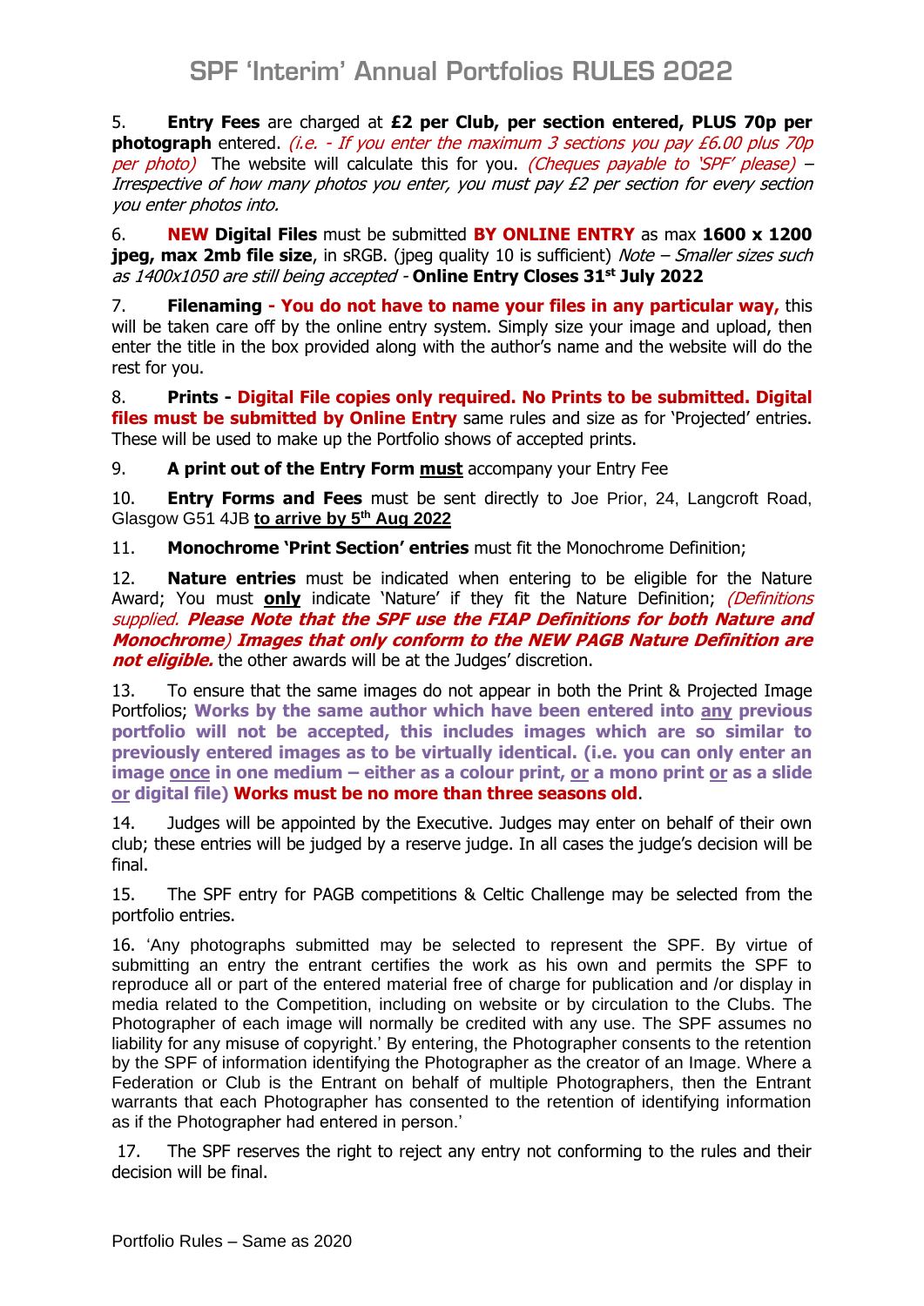# SPF 'Interim' Annual Portfolios RULES 2022

5. **Entry Fees** are charged at **£2 per Club, per section entered, PLUS 70p per photograph** entered. *(i.e. - If you enter the maximum 3 sections you pay £6.00 plus 70p per photo)* The website will calculate this for you. *(Cheques payable to 'SPF' please)* – *Irrespective of how many photos you enter, you must pay £2 per section for every section you enter photos into.*

6. **NEW Digital Files** must be submitted **BY ONLINE ENTRY** as max **1600 x 1200 jpeg, max 2mb file size**, in sRGB. (jpeg quality 10 is sufficient) *Note – Smaller sizes such as 1400x1050 are still being accepted* - **Online Entry Closes 31st July 2022**

7. **Filenaming - You do not have to name your files in any particular way,** this will be taken care off by the online entry system. Simply size your image and upload, then enter the title in the box provided along with the author's name and the website will do the rest for you.

8. **Prints - Digital File copies only required. No Prints to be submitted. Digital files must be submitted by Online Entry** same rules and size as for 'Projected' entries. These will be used to make up the Portfolio shows of accepted prints.

9. **A print out of the Entry Form must** accompany your Entry Fee

10. **Entry Forms and Fees** must be sent directly to Joe Prior, 24, Langcroft Road, Glasgow G51 4JB **to arrive by 5th Aug 2022**

11. **Monochrome 'Print Section' entries** must fit the Monochrome Definition;

12. **Nature entries** must be indicated when entering to be eligible for the Nature Award; You must **only** indicate 'Nature' if they fit the Nature Definition; *(Definitions supplied.* ***Please Note that the SPF use the FIAP Definitions for both Nature and Monochrome*****)** ***Images that only conform to the NEW PAGB Nature Definition are not eligible.*** the other awards will be at the Judges' discretion.

13. To ensure that the same images do not appear in both the Print & Projected Image Portfolios; **Works by the same author which have been entered into any previous portfolio will not be accepted, this includes images which are so similar to previously entered images as to be virtually identical. (i.e. you can only enter an image once in one medium – either as a colour print, or a mono print or as a slide or digital file) Works must be no more than three seasons old**.

14. Judges will be appointed by the Executive. Judges may enter on behalf of their own club; these entries will be judged by a reserve judge. In all cases the judge's decision will be final.

15. The SPF entry for PAGB competitions & Celtic Challenge may be selected from the portfolio entries.

16. 'Any photographs submitted may be selected to represent the SPF. By virtue of submitting an entry the entrant certifies the work as his own and permits the SPF to reproduce all or part of the entered material free of charge for publication and /or display in media related to the Competition, including on website or by circulation to the Clubs. The Photographer of each image will normally be credited with any use. The SPF assumes no liability for any misuse of copyright.' By entering, the Photographer consents to the retention by the SPF of information identifying the Photographer as the creator of an Image. Where a Federation or Club is the Entrant on behalf of multiple Photographers, then the Entrant warrants that each Photographer has consented to the retention of identifying information as if the Photographer had entered in person.'

17. The SPF reserves the right to reject any entry not conforming to the rules and their decision will be final.

Portfolio Rules – Same as 2020